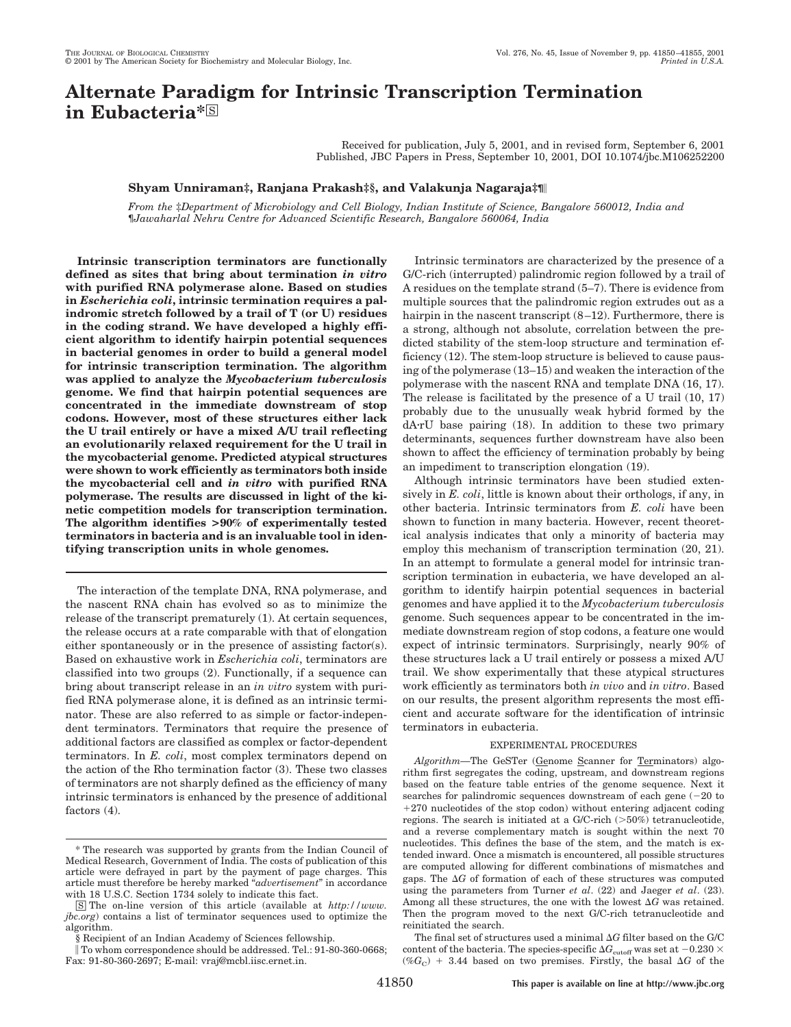# Alternate Paradigm for Intrinsic Transcription Termination in Eubacteria*

Received for publication, July 5, 2001, and in revised form, September 6, 2001
Published, JBC Papers in Press, September 10, 2001, DOI 10.1074/jbc.M106252200

**Shyam Unniraman‡, Ranjana Prakash‡§, and Valakunja Nagaraja‡¶‖**

*From the ‡Department of Microbiology and Cell Biology, Indian Institute of Science, Bangalore 560012, India and ¶Jawaharlal Nehru Centre for Advanced Scientific Research, Bangalore 560064, India*

**Intrinsic transcription terminators are functionally defined as sites that bring about termination *in vitro* with purified RNA polymerase alone. Based on studies in *Escherichia coli*, intrinsic termination requires a palindromic stretch followed by a trail of T (or U) residues in the coding strand. We have developed a highly efficient algorithm to identify hairpin potential sequences in bacterial genomes in order to build a general model for intrinsic transcription termination. The algorithm was applied to analyze the *Mycobacterium tuberculosis* genome. We find that hairpin potential sequences are concentrated in the immediate downstream of stop codons. However, most of these structures either lack the U trail entirely or have a mixed A/U trail reflecting an evolutionarily relaxed requirement for the U trail in the mycobacterial genome. Predicted atypical structures were shown to work efficiently as terminators both inside the mycobacterial cell and *in vitro* with purified RNA polymerase. The results are discussed in light of the kinetic competition models for transcription termination. The algorithm identifies >90% of experimentally tested terminators in bacteria and is an invaluable tool in identifying transcription units in whole genomes.**

The interaction of the template DNA, RNA polymerase, and the nascent RNA chain has evolved so as to minimize the release of the transcript prematurely (1). At certain sequences, the release occurs at a rate comparable with that of elongation either spontaneously or in the presence of assisting factor(s). Based on exhaustive work in *Escherichia coli*, terminators are classified into two groups (2). Functionally, if a sequence can bring about transcript release in an *in vitro* system with purified RNA polymerase alone, it is defined as an intrinsic terminator. These are also referred to as simple or factor-independent terminators. Terminators that require the presence of additional factors are classified as complex or factor-dependent terminators. In *E. coli*, most complex terminators depend on the action of the Rho termination factor (3). These two classes of terminators are not sharply defined as the efficiency of many intrinsic terminators is enhanced by the presence of additional factors (4).

Intrinsic terminators are characterized by the presence of a G/C-rich (interrupted) palindromic region followed by a trail of A residues on the template strand (5–7). There is evidence from multiple sources that the palindromic region extrudes out as a hairpin in the nascent transcript (8–12). Furthermore, there is a strong, although not absolute, correlation between the predicted stability of the stem-loop structure and termination efficiency (12). The stem-loop structure is believed to cause pausing of the polymerase (13–15) and weaken the interaction of the polymerase with the nascent RNA and template DNA (16, 17). The release is facilitated by the presence of a U trail (10, 17) probably due to the unusually weak hybrid formed by the dA·rU base pairing (18). In addition to these two primary determinants, sequences further downstream have also been shown to affect the efficiency of termination probably by being an impediment to transcription elongation (19).

Although intrinsic terminators have been studied extensively in *E. coli*, little is known about their orthologs, if any, in other bacteria. Intrinsic terminators from *E. coli* have been shown to function in many bacteria. However, recent theoretical analysis indicates that only a minority of bacteria may employ this mechanism of transcription termination (20, 21). In an attempt to formulate a general model for intrinsic transcription termination in eubacteria, we have developed an algorithm to identify hairpin potential sequences in bacterial genomes and have applied it to the *Mycobacterium tuberculosis* genome. Such sequences appear to be concentrated in the immediate downstream region of stop codons, a feature one would expect of intrinsic terminators. Surprisingly, nearly 90% of these structures lack a U trail entirely or possess a mixed A/U trail. We show experimentally that these atypical structures work efficiently as terminators both *in vivo* and *in vitro*. Based on our results, the present algorithm represents the most efficient and accurate software for the identification of intrinsic terminators in eubacteria.

## EXPERIMENTAL PROCEDURES

*Algorithm*—The GeSTer (Genome Scanner for Terminators) algorithm first segregates the coding, upstream, and downstream regions based on the feature table entries of the genome sequence. Next it searches for palindromic sequences downstream of each gene (−20 to +270 nucleotides of the stop codon) without entering adjacent coding regions. The search is initiated at a G/C-rich (>50%) tetranucleotide, and a reverse complementary match is sought within the next 70 nucleotides. This defines the base of the stem, and the match is extended inward. Once a mismatch is encountered, all possible structures are computed allowing for different combinations of mismatches and gaps. The $\Delta G$ of formation of each of these structures was computed using the parameters from Turner *et al*. (22) and Jaeger *et al*. (23). Among all these structures, the one with the lowest $\Delta G$ was retained. Then the program moved to the next G/C-rich tetranucleotide and reinitiated the search.

The final set of structures used a minimal $\Delta G$ filter based on the G/C content of the bacteria. The species-specific $\Delta G_{cutoff}$ was set at $-0.230 \times (\%G_C) + 3.44$ based on two premises. Firstly, the basal $\Delta G$ of the

---

\* The research was supported by grants from the Indian Council of Medical Research, Government of India. The costs of publication of this article were defrayed in part by the payment of page charges. This article must therefore be hereby marked "*advertisement*" in accordance with 18 U.S.C. Section 1734 solely to indicate this fact.

The on-line version of this article (available at *http://www.jbc.org*) contains a list of terminator sequences used to optimize the algorithm.

§ Recipient of an Indian Academy of Sciences fellowship.

‖ To whom correspondence should be addressed. Tel.: 91-80-360-0668; Fax: 91-80-360-2697; E-mail: vraj@mcbl.iisc.ernet.in.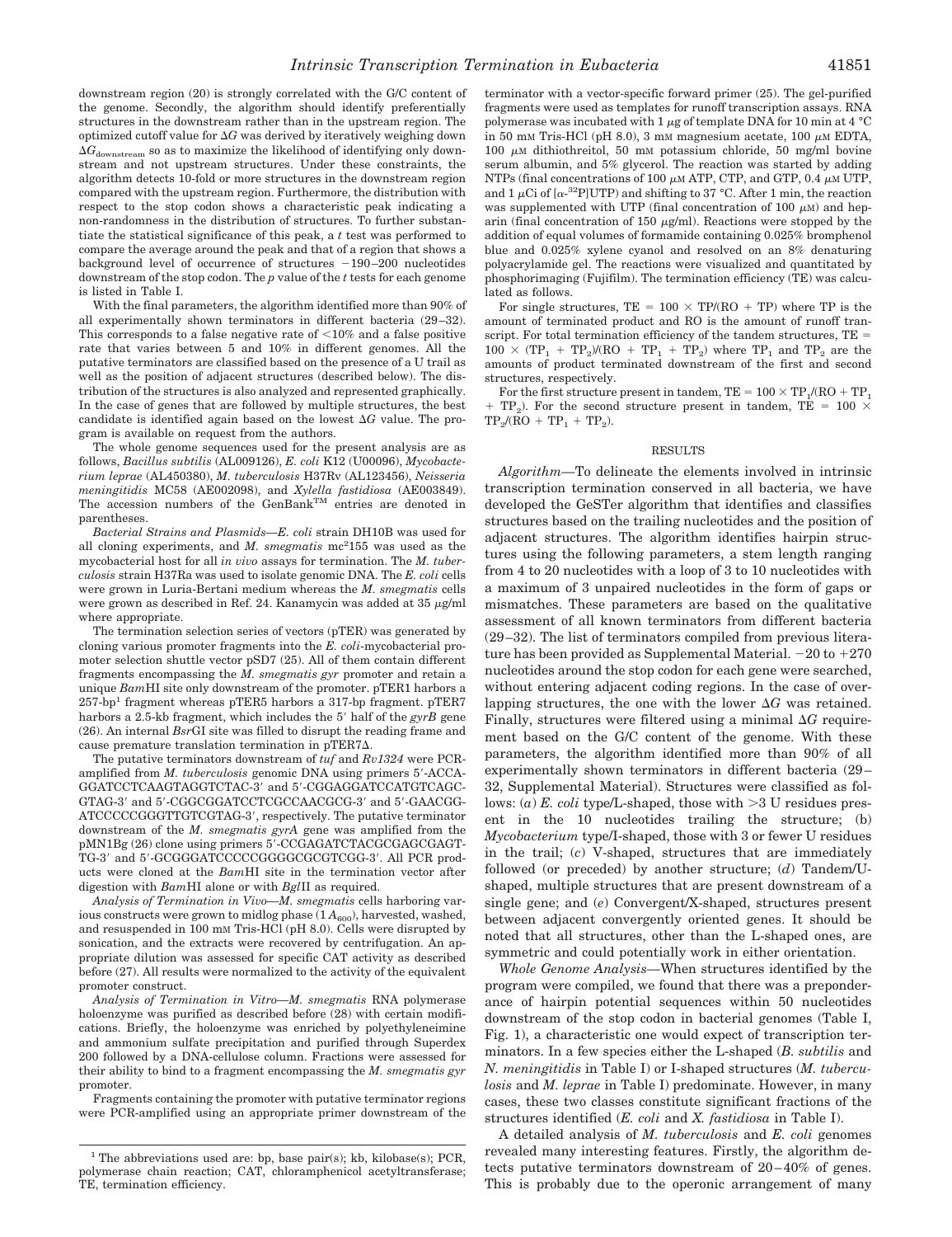downstream region (20) is strongly correlated with the G/C content of the genome. Secondly, the algorithm should identify preferentially structures in the downstream region rather than in the upstream region. The optimized cutoff value for $\Delta G$ was derived by iteratively weighing down $\Delta G_{downstream}$ so as to maximize the likelihood of identifying only downstream and not upstream structures. Under these constraints, the algorithm detects 10-fold or more structures in the downstream region compared with the upstream region. Furthermore, the distribution with respect to the stop codon shows a characteristic peak indicating a non-randomness in the distribution of structures. To further substantiate the statistical significance of this peak, a *t* test was performed to compare the average around the peak and that of a region that shows a background level of occurrence of structures −190–200 nucleotides downstream of the stop codon. The *p* value of the *t* tests for each genome is listed in Table I.

With the final parameters, the algorithm identified more than 90% of all experimentally shown terminators in different bacteria (29–32). This corresponds to a false negative rate of <10% and a false positive rate that varies between 5 and 10% in different genomes. All the putative terminators are classified based on the presence of a U trail as well as the position of adjacent structures (described below). The distribution of the structures is also analyzed and represented graphically. In the case of genes that are followed by multiple structures, the best candidate is identified again based on the lowest $\Delta G$ value. The program is available on request from the authors.

The whole genome sequences used for the present analysis are as follows, *Bacillus subtilis* (AL009126), *E. coli* K12 (U00096), *Mycobacterium leprae* (AL450380), *M. tuberculosis* H37Rv (AL123456), *Neisseria meningitidis* MC58 (AE002098), and *Xylella fastidiosa* (AE003849). The accession numbers of the GenBank™ entries are denoted in parentheses.

*Bacterial Strains and Plasmids*—*E. coli* strain DH10B was used for all cloning experiments, and *M. smegmatis* mc[2]155 was used as the mycobacterial host for all *in vivo* assays for termination. The *M. tuberculosis* strain H37Ra was used to isolate genomic DNA. The *E. coli* cells were grown in Luria-Bertani medium whereas the *M. smegmatis* cells were grown as described in Ref. 24. Kanamycin was added at 35 μg/ml where appropriate.

The termination selection series of vectors (pTER) was generated by cloning various promoter fragments into the *E. coli*-mycobacterial promoter selection shuttle vector pSD7 (25). All of them contain different fragments encompassing the *M. smegmatis gyr* promoter and retain a unique *Bam*HI site only downstream of the promoter. pTER1 harbors a 257-bp[1] fragment whereas pTER5 harbors a 317-bp fragment. pTER7 harbors a 2.5-kb fragment, which includes the 5′ half of the *gyrB* gene (26). An internal *Bsr*GI site was filled to disrupt the reading frame and cause premature translation termination in pTER7Δ.

The putative terminators downstream of *tuf* and *Rv1324* were PCR-amplified from *M. tuberculosis* genomic DNA using primers 5′-ACCA-GGATCCTCAAGTAGGTCTAC-3′ and 5′-CGGAGGATCCATGTCAGC-GTAG-3′ and 5′-CGGCGGATCCTCGCCAACGCG-3′ and 5′-GAACGG-ATCCCCCGGGTTGTCGTAG-3′, respectively. The putative terminator downstream of the *M. smegmatis gyrA* gene was amplified from the pMN1Bg (26) clone using primers 5′-CCGAGATCTACGCGAGCGAGT-TG-3′ and 5′-GCGGGATCCCCCGGGGCGCGTCGG-3′. All PCR products were cloned at the *Bam*HI site in the termination vector after digestion with *Bam*HI alone or with *Bgl*II as required.

*Analysis of Termination in Vivo*—*M. smegmatis* cells harboring various constructs were grown to midlog phase (1 $A_{600}$), harvested, washed, and resuspended in 100 mM Tris-HCl (pH 8.0). Cells were disrupted by sonication, and the extracts were recovered by centrifugation. An appropriate dilution was assessed for specific CAT activity as described before (27). All results were normalized to the activity of the equivalent promoter construct.

*Analysis of Termination in Vitro*—*M. smegmatis* RNA polymerase holoenzyme was purified as described before (28) with certain modifications. Briefly, the holoenzyme was enriched by polyethyleneimine and ammonium sulfate precipitation and purified through Superdex 200 followed by a DNA-cellulose column. Fractions were assessed for their ability to bind to a fragment encompassing the *M. smegmatis gyr* promoter.

Fragments containing the promoter with putative terminator regions were PCR-amplified using an appropriate primer downstream of the terminator with a vector-specific forward primer (25). The gel-purified fragments were used as templates for runoff transcription assays. RNA polymerase was incubated with 1 μg of template DNA for 10 min at 4 °C in 50 mM Tris-HCl (pH 8.0), 3 mM magnesium acetate, 100 μM EDTA, 100 μM dithiothreitol, 50 mM potassium chloride, 50 mg/ml bovine serum albumin, and 5% glycerol. The reaction was started by adding NTPs (final concentrations of 100 μM ATP, CTP, and GTP, 0.4 μM UTP, and 1 μCi of [α-[32]P]UTP) and shifting to 37 °C. After 1 min, the reaction was supplemented with UTP (final concentration of 100 μM) and heparin (final concentration of 150 μg/ml). Reactions were stopped by the addition of equal volumes of formamide containing 0.025% bromphenol blue and 0.025% xylene cyanol and resolved on an 8% denaturing polyacrylamide gel. The reactions were visualized and quantitated by phosphorimaging (Fujifilm). The termination efficiency (TE) was calculated as follows.

For single structures, $TE = 100 \times TP/(RO + TP)$ where TP is the amount of terminated product and RO is the amount of runoff transcript. For total termination efficiency of the tandem structures, $TE = 100 \times (TP_1 + TP_2)/(RO + TP_1 + TP_2)$ where $TP_1$ and $TP_2$ are the amounts of product terminated downstream of the first and second structures, respectively.

For the first structure present in tandem, $TE = 100 \times TP_1/(RO + TP_1 + TP_2)$. For the second structure present in tandem, $TE = 100 \times TP_2/(RO + TP_1 + TP_2)$.

## RESULTS

*Algorithm*—To delineate the elements involved in intrinsic transcription termination conserved in all bacteria, we have developed the GeSTer algorithm that identifies and classifies structures based on the trailing nucleotides and the position of adjacent structures. The algorithm identifies hairpin structures using the following parameters, a stem length ranging from 4 to 20 nucleotides with a loop of 3 to 10 nucleotides with a maximum of 3 unpaired nucleotides in the form of gaps or mismatches. These parameters are based on the qualitative assessment of all known terminators from different bacteria (29–32). The list of terminators compiled from previous literature has been provided as Supplemental Material. −20 to +270 nucleotides around the stop codon for each gene were searched, without entering adjacent coding regions. In the case of overlapping structures, the one with the lower $\Delta G$ was retained. Finally, structures were filtered using a minimal $\Delta G$ requirement based on the G/C content of the genome. With these parameters, the algorithm identified more than 90% of all experimentally shown terminators in different bacteria (29–32, Supplemental Material). Structures were classified as follows: (*a*) *E. coli* type/L-shaped, those with >3 U residues present in the 10 nucleotides trailing the structure; (*b*) *Mycobacterium* type/I-shaped, those with 3 or fewer U residues in the trail; (*c*) V-shaped, structures that are immediately followed (or preceded) by another structure; (*d*) Tandem/U-shaped, multiple structures that are present downstream of a single gene; and (*e*) Convergent/X-shaped, structures present between adjacent convergently oriented genes. It should be noted that all structures, other than the L-shaped ones, are symmetric and could potentially work in either orientation.

*Whole Genome Analysis*—When structures identified by the program were compiled, we found that there was a preponderance of hairpin potential sequences within 50 nucleotides downstream of the stop codon in bacterial genomes (Table I, Fig. 1), a characteristic one would expect of transcription terminators. In a few species either the L-shaped (*B. subtilis* and *N. meningitidis* in Table I) or I-shaped structures (*M. tuberculosis* and *M. leprae* in Table I) predominate. However, in many cases, these two classes constitute significant fractions of the structures identified (*E. coli* and *X. fastidiosa* in Table I).

A detailed analysis of *M. tuberculosis* and *E. coli* genomes revealed many interesting features. Firstly, the algorithm detects putative terminators downstream of 20–40% of genes. This is probably due to the operonic arrangement of many

[1] The abbreviations used are: bp, base pair(s); kb, kilobase(s); PCR, polymerase chain reaction; CAT, chloramphenicol acetyltransferase; TE, termination efficiency.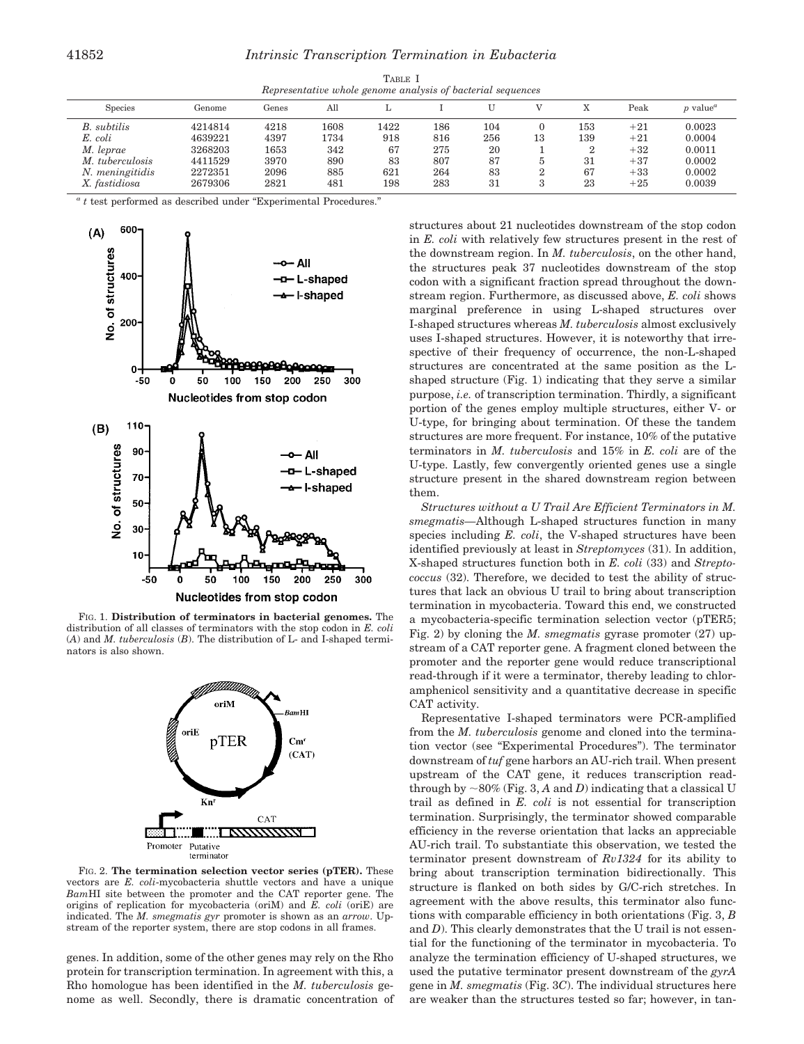TABLE I
*Representative whole genome analysis of bacterial sequences*

| Species | Genome | Genes | All | L | I | U | V | X | Peak | *p* value[a] |
|---|---|---|---|---|---|---|---|---|---|---|
| *B. subtilis* | 4214814 | 4218 | 1608 | 1422 | 186 | 104 | 0 | 153 | +21 | 0.0023 |
| *E. coli* | 4639221 | 4397 | 1734 | 918 | 816 | 256 | 13 | 139 | +21 | 0.0004 |
| *M. leprae* | 3268203 | 1653 | 342 | 67 | 275 | 20 | 1 | 2 | +32 | 0.0011 |
| *M. tuberculosis* | 4411529 | 3970 | 890 | 83 | 807 | 87 | 5 | 31 | +37 | 0.0002 |
| *N. meningitidis* | 2272351 | 2096 | 885 | 621 | 264 | 83 | 2 | 67 | +33 | 0.0002 |
| *X. fastidiosa* | 2679306 | 2821 | 481 | 198 | 283 | 31 | 3 | 23 | +25 | 0.0039 |

[a] *t* test performed as described under "Experimental Procedures."

FIG. 1. **Distribution of terminators in bacterial genomes.** The distribution of all classes of terminators with the stop codon in *E. coli* (*A*) and *M. tuberculosis* (*B*). The distribution of L- and I-shaped terminators is also shown.

FIG. 2. **The termination selection vector series (pTER).** These vectors are *E. coli*-mycobacteria shuttle vectors and have a unique *Bam*HI site between the promoter and the CAT reporter gene. The origins of replication for mycobacteria (oriM) and *E. coli* (oriE) are indicated. The *M. smegmatis gyr* promoter is shown as an *arrow*. Upstream of the reporter system, there are stop codons in all frames.

genes. In addition, some of the other genes may rely on the Rho protein for transcription termination. In agreement with this, a Rho homologue has been identified in the *M. tuberculosis* genome as well. Secondly, there is dramatic concentration of structures about 21 nucleotides downstream of the stop codon in *E. coli* with relatively few structures present in the rest of the downstream region. In *M. tuberculosis*, on the other hand, the structures peak 37 nucleotides downstream of the stop codon with a significant fraction spread throughout the downstream region. Furthermore, as discussed above, *E. coli* shows marginal preference in using L-shaped structures over I-shaped structures whereas *M. tuberculosis* almost exclusively uses I-shaped structures. However, it is noteworthy that irrespective of their frequency of occurrence, the non-L-shaped structures are concentrated at the same position as the L-shaped structure (Fig. 1) indicating that they serve a similar purpose, *i.e.* of transcription termination. Thirdly, a significant portion of the genes employ multiple structures, either V- or U-type, for bringing about termination. Of these the tandem structures are more frequent. For instance, 10% of the putative terminators in *M. tuberculosis* and 15% in *E. coli* are of the U-type. Lastly, few convergently oriented genes use a single structure present in the shared downstream region between them.

*Structures without a U Trail Are Efficient Terminators in M. smegmatis*—Although L-shaped structures function in many species including *E. coli*, the V-shaped structures have been identified previously at least in *Streptomyces* (31). In addition, X-shaped structures function both in *E. coli* (33) and *Streptococcus* (32). Therefore, we decided to test the ability of structures that lack an obvious U trail to bring about transcription termination in mycobacteria. Toward this end, we constructed a mycobacteria-specific termination selection vector (pTER5; Fig. 2) by cloning the *M. smegmatis* gyrase promoter (27) upstream of a CAT reporter gene. A fragment cloned between the promoter and the reporter gene would reduce transcriptional read-through if it were a terminator, thereby leading to chloramphenicol sensitivity and a quantitative decrease in specific CAT activity.

Representative I-shaped terminators were PCR-amplified from the *M. tuberculosis* genome and cloned into the termination vector (see "Experimental Procedures"). The terminator downstream of *tuf* gene harbors an AU-rich trail. When present upstream of the CAT gene, it reduces transcription read-through by ~80% (Fig. 3, *A* and *D*) indicating that a classical U trail as defined in *E. coli* is not essential for transcription termination. Surprisingly, the terminator showed comparable efficiency in the reverse orientation that lacks an appreciable AU-rich trail. To substantiate this observation, we tested the terminator present downstream of *Rv1324* for its ability to bring about transcription termination bidirectionally. This structure is flanked on both sides by G/C-rich stretches. In agreement with the above results, this terminator also functions with comparable efficiency in both orientations (Fig. 3, *B* and *D*). This clearly demonstrates that the U trail is not essential for the functioning of the terminator in mycobacteria. To analyze the termination efficiency of U-shaped structures, we used the putative terminator present downstream of the *gyrA* gene in *M. smegmatis* (Fig. 3*C*). The individual structures here are weaker than the structures tested so far; however, in tan-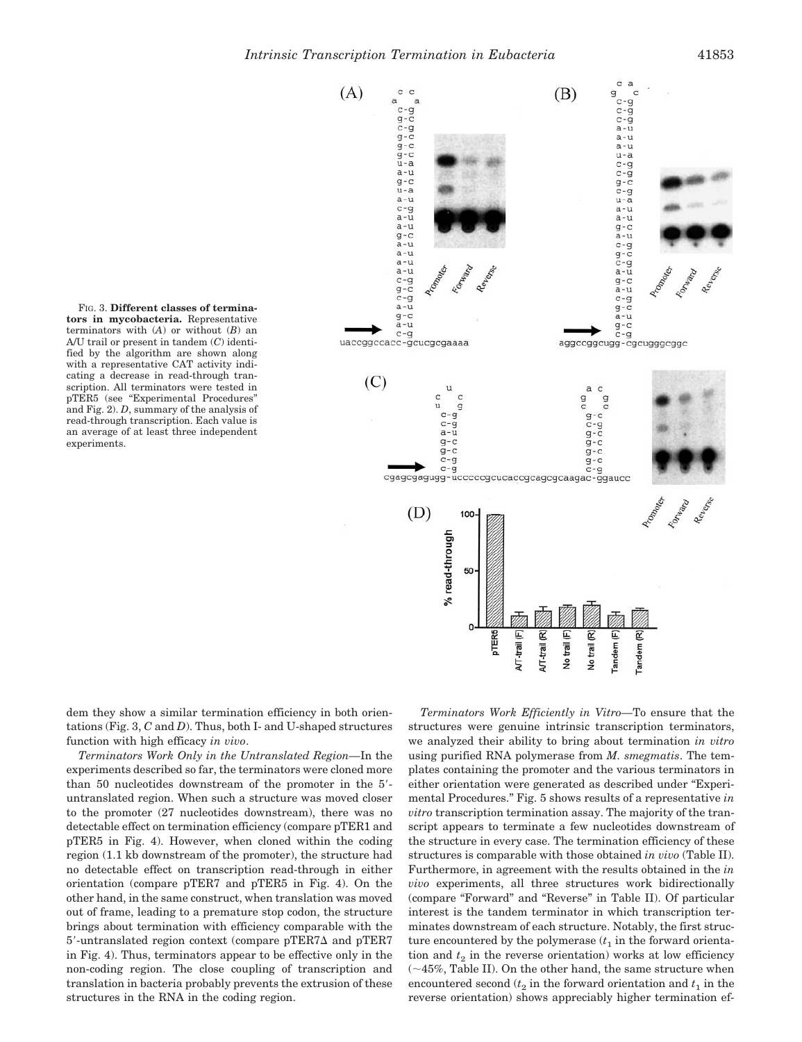FIG. 3. **Different classes of terminators in mycobacteria.** Representative terminators with (*A*) or without (*B*) an A/U trail or present in tandem (*C*) identified by the algorithm are shown along with a representative CAT activity indicating a decrease in read-through transcription. All terminators were tested in pTER5 (see "Experimental Procedures" and Fig. 2). *D*, summary of the analysis of read-through transcription. Each value is an average of at least three independent experiments.

dem they show a similar termination efficiency in both orientations (Fig. 3, *C* and *D*). Thus, both I- and U-shaped structures function with high efficacy *in vivo*.

*Terminators Work Only in the Untranslated Region*—In the experiments described so far, the terminators were cloned more than 50 nucleotides downstream of the promoter in the 5′-untranslated region. When such a structure was moved closer to the promoter (27 nucleotides downstream), there was no detectable effect on termination efficiency (compare pTER1 and pTER5 in Fig. 4). However, when cloned within the coding region (1.1 kb downstream of the promoter), the structure had no detectable effect on transcription read-through in either orientation (compare pTER7 and pTER5 in Fig. 4). On the other hand, in the same construct, when translation was moved out of frame, leading to a premature stop codon, the structure brings about termination with efficiency comparable with the 5′-untranslated region context (compare pTER7Δ and pTER7 in Fig. 4). Thus, terminators appear to be effective only in the non-coding region. The close coupling of transcription and translation in bacteria probably prevents the extrusion of these structures in the RNA in the coding region.

*Terminators Work Efficiently in Vitro*—To ensure that the structures were genuine intrinsic transcription terminators, we analyzed their ability to bring about termination *in vitro* using purified RNA polymerase from *M. smegmatis*. The templates containing the promoter and the various terminators in either orientation were generated as described under "Experimental Procedures." Fig. 5 shows results of a representative *in vitro* transcription termination assay. The majority of the transcript appears to terminate a few nucleotides downstream of the structure in every case. The termination efficiency of these structures is comparable with those obtained *in vivo* (Table II). Furthermore, in agreement with the results obtained in the *in vivo* experiments, all three structures work bidirectionally (compare "Forward" and "Reverse" in Table II). Of particular interest is the tandem terminator in which transcription terminates downstream of each structure. Notably, the first structure encountered by the polymerase ($t_1$ in the forward orientation and $t_2$ in the reverse orientation) works at low efficiency (~45%, Table II). On the other hand, the same structure when encountered second ($t_2$ in the forward orientation and $t_1$ in the reverse orientation) shows appreciably higher termination ef-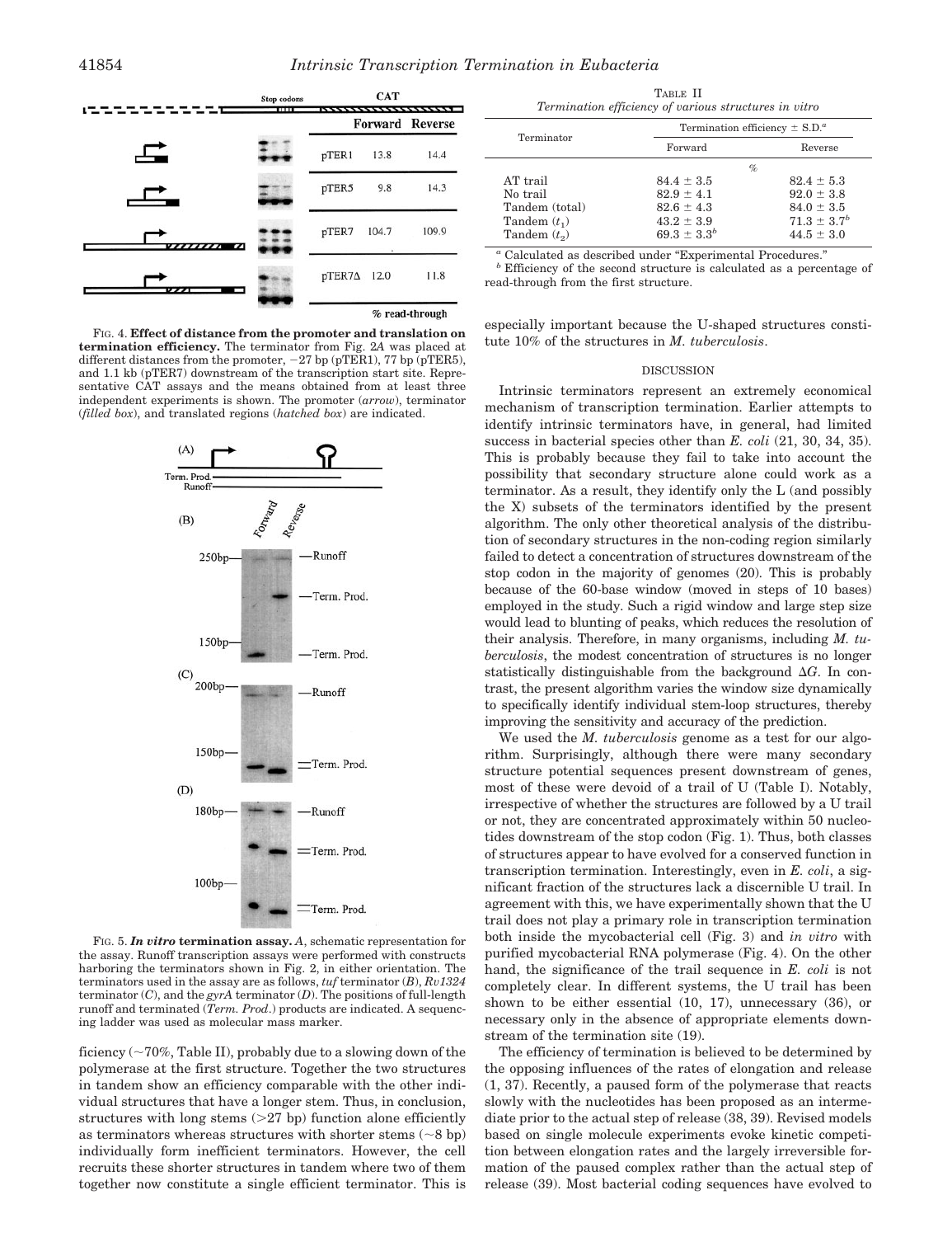FIG. 4. **Effect of distance from the promoter and translation on termination efficiency.** The terminator from Fig. 2*A* was placed at different distances from the promoter, −27 bp (pTER1), 77 bp (pTER5), and 1.1 kb (pTER7) downstream of the transcription start site. Representative CAT assays and the means obtained from at least three independent experiments is shown. The promoter (*arrow*), terminator (*filled box*), and translated regions (*hatched box*) are indicated.

FIG. 5. ***In vitro* termination assay.** *A*, schematic representation for the assay. Runoff transcription assays were performed with constructs harboring the terminators shown in Fig. 2, in either orientation. The terminators used in the assay are as follows, *tuf* terminator (*B*), *Rv1324* terminator (*C*), and the *gyrA* terminator (*D*). The positions of full-length runoff and terminated (*Term. Prod.*) products are indicated. A sequencing ladder was used as molecular mass marker.

ficiency (~70%, Table II), probably due to a slowing down of the polymerase at the first structure. Together the two structures in tandem show an efficiency comparable with the other individual structures that have a longer stem. Thus, in conclusion, structures with long stems (>27 bp) function alone efficiently as terminators whereas structures with shorter stems (~8 bp) individually form inefficient terminators. However, the cell recruits these shorter structures in tandem where two of them together now constitute a single efficient terminator. This is especially important because the U-shaped structures constitute 10% of the structures in *M. tuberculosis*.

TABLE II
*Termination efficiency of various structures in vitro*

| Terminator | Termination efficiency ± S.D.[a] | |
|---|---|---|
| | Forward | Reverse |
| | % | |
| AT trail | 84.4 ± 3.5 | 82.4 ± 5.3 |
| No trail | 82.9 ± 4.1 | 92.0 ± 3.8 |
| Tandem (total) | 82.6 ± 4.3 | 84.0 ± 3.5 |
| Tandem ($t_1$) | 43.2 ± 3.9 | 71.3 ± 3.7[b] |
| Tandem ($t_2$) | 69.3 ± 3.3[b] | 44.5 ± 3.0 |

[a] Calculated as described under "Experimental Procedures."

[b] Efficiency of the second structure is calculated as a percentage of read-through from the first structure.

## DISCUSSION

Intrinsic terminators represent an extremely economical mechanism of transcription termination. Earlier attempts to identify intrinsic terminators have, in general, had limited success in bacterial species other than *E. coli* (21, 30, 34, 35). This is probably because they fail to take into account the possibility that secondary structure alone could work as a terminator. As a result, they identify only the L (and possibly the X) subsets of the terminators identified by the present algorithm. The only other theoretical analysis of the distribution of secondary structures in the non-coding region similarly failed to detect a concentration of structures downstream of the stop codon in the majority of genomes (20). This is probably because of the 60-base window (moved in steps of 10 bases) employed in the study. Such a rigid window and large step size would lead to blunting of peaks, which reduces the resolution of their analysis. Therefore, in many organisms, including *M. tuberculosis*, the modest concentration of structures is no longer statistically distinguishable from the background $\Delta G$. In contrast, the present algorithm varies the window size dynamically to specifically identify individual stem-loop structures, thereby improving the sensitivity and accuracy of the prediction.

We used the *M. tuberculosis* genome as a test for our algorithm. Surprisingly, although there were many secondary structure potential sequences present downstream of genes, most of these were devoid of a trail of U (Table I). Notably, irrespective of whether the structures are followed by a U trail or not, they are concentrated approximately within 50 nucleotides downstream of the stop codon (Fig. 1). Thus, both classes of structures appear to have evolved for a conserved function in transcription termination. Interestingly, even in *E. coli*, a significant fraction of the structures lack a discernible U trail. In agreement with this, we have experimentally shown that the U trail does not play a primary role in transcription termination both inside the mycobacterial cell (Fig. 3) and *in vitro* with purified mycobacterial RNA polymerase (Fig. 4). On the other hand, the significance of the trail sequence in *E. coli* is not completely clear. In different systems, the U trail has been shown to be either essential (10, 17), unnecessary (36), or necessary only in the absence of appropriate elements downstream of the termination site (19).

The efficiency of termination is believed to be determined by the opposing influences of the rates of elongation and release (1, 37). Recently, a paused form of the polymerase that reacts slowly with the nucleotides has been proposed as an intermediate prior to the actual step of release (38, 39). Revised models based on single molecule experiments evoke kinetic competition between elongation rates and the largely irreversible formation of the paused complex rather than the actual step of release (39). Most bacterial coding sequences have evolved to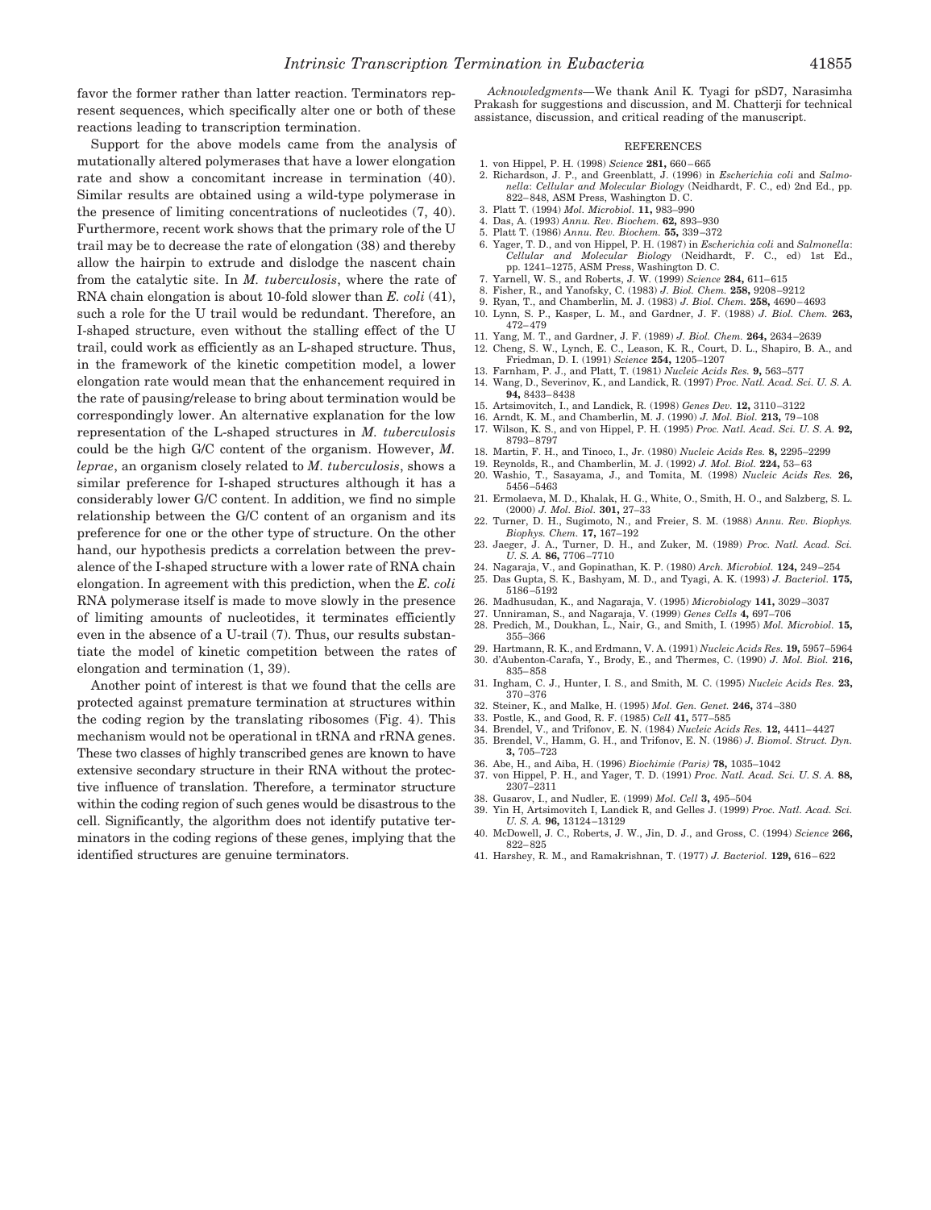favor the former rather than latter reaction. Terminators represent sequences, which specifically alter one or both of these reactions leading to transcription termination.

Support for the above models came from the analysis of mutationally altered polymerases that have a lower elongation rate and show a concomitant increase in termination (40). Similar results are obtained using a wild-type polymerase in the presence of limiting concentrations of nucleotides (7, 40). Furthermore, recent work shows that the primary role of the U trail may be to decrease the rate of elongation (38) and thereby allow the hairpin to extrude and dislodge the nascent chain from the catalytic site. In *M. tuberculosis*, where the rate of RNA chain elongation is about 10-fold slower than *E. coli* (41), such a role for the U trail would be redundant. Therefore, an I-shaped structure, even without the stalling effect of the U trail, could work as efficiently as an L-shaped structure. Thus, in the framework of the kinetic competition model, a lower elongation rate would mean that the enhancement required in the rate of pausing/release to bring about termination would be correspondingly lower. An alternative explanation for the low representation of the L-shaped structures in *M. tuberculosis* could be the high G/C content of the organism. However, *M. leprae*, an organism closely related to *M. tuberculosis*, shows a similar preference for I-shaped structures although it has a considerably lower G/C content. In addition, we find no simple relationship between the G/C content of an organism and its preference for one or the other type of structure. On the other hand, our hypothesis predicts a correlation between the prevalence of the I-shaped structure with a lower rate of RNA chain elongation. In agreement with this prediction, when the *E. coli* RNA polymerase itself is made to move slowly in the presence of limiting amounts of nucleotides, it terminates efficiently even in the absence of a U-trail (7). Thus, our results substantiate the model of kinetic competition between the rates of elongation and termination (1, 39).

Another point of interest is that we found that the cells are protected against premature termination at structures within the coding region by the translating ribosomes (Fig. 4). This mechanism would not be operational in tRNA and rRNA genes. These two classes of highly transcribed genes are known to have extensive secondary structure in their RNA without the protective influence of translation. Therefore, a terminator structure within the coding region of such genes would be disastrous to the cell. Significantly, the algorithm does not identify putative terminators in the coding regions of these genes, implying that the identified structures are genuine terminators.

*Acknowledgments*—We thank Anil K. Tyagi for pSD7, Narasimha Prakash for suggestions and discussion, and M. Chatterji for technical assistance, discussion, and critical reading of the manuscript.

## REFERENCES

1. von Hippel, P. H. (1998) *Science* **281,** 660–665
2. Richardson, J. P., and Greenblatt, J. (1996) in *Escherichia coli* and *Salmonella*: *Cellular and Molecular Biology* (Neidhardt, F. C., ed) 2nd Ed., pp. 822–848, ASM Press, Washington D. C.
3. Platt T. (1994) *Mol. Microbiol.* **11,** 983–990
4. Das, A. (1993) *Annu. Rev. Biochem.* **62,** 893–930
5. Platt T. (1986) *Annu. Rev. Biochem.* **55,** 339–372
6. Yager, T. D., and von Hippel, P. H. (1987) in *Escherichia coli* and *Salmonella*: *Cellular and Molecular Biology* (Neidhardt, F. C., ed) 1st Ed., pp. 1241–1275, ASM Press, Washington D. C.
7. Yarnell, W. S., and Roberts, J. W. (1999) *Science* **284,** 611–615
8. Fisher, R., and Yanofsky, C. (1983) *J. Biol. Chem.* **258,** 9208–9212
9. Ryan, T., and Chamberlin, M. J. (1983) *J. Biol. Chem.* **258,** 4690–4693
10. Lynn, S. P., Kasper, L. M., and Gardner, J. F. (1988) *J. Biol. Chem.* **263,** 472–479
11. Yang, M. T., and Gardner, J. F. (1989) *J. Biol. Chem.* **264,** 2634–2639
12. Cheng, S. W., Lynch, E. C., Leason, K. R., Court, D. L., Shapiro, B. A., and Friedman, D. I. (1991) *Science* **254,** 1205–1207
13. Farnham, P. J., and Platt, T. (1981) *Nucleic Acids Res.* **9,** 563–577
14. Wang, D., Severinov, K., and Landick, R. (1997) *Proc. Natl. Acad. Sci. U. S. A.* **94,** 8433–8438
15. Artsimovitch, I., and Landick, R. (1998) *Genes Dev.* **12,** 3110–3122
16. Arndt, K. M., and Chamberlin, M. J. (1990) *J. Mol. Biol.* **213,** 79–108
17. Wilson, K. S., and von Hippel, P. H. (1995) *Proc. Natl. Acad. Sci. U. S. A.* **92,** 8793–8797
18. Martin, F. H., and Tinoco, I., Jr. (1980) *Nucleic Acids Res.* **8,** 2295–2299
19. Reynolds, R., and Chamberlin, M. J. (1992) *J. Mol. Biol.* **224,** 53–63
20. Washio, T., Sasayama, J., and Tomita, M. (1998) *Nucleic Acids Res.* **26,** 5456–5463
21. Ermolaeva, M. D., Khalak, H. G., White, O., Smith, H. O., and Salzberg, S. L. (2000) *J. Mol. Biol.* **301,** 27–33
22. Turner, D. H., Sugimoto, N., and Freier, S. M. (1988) *Annu. Rev. Biophys. Biophys. Chem.* **17,** 167–192
23. Jaeger, J. A., Turner, D. H., and Zuker, M. (1989) *Proc. Natl. Acad. Sci. U. S. A.* **86,** 7706–7710
24. Nagaraja, V., and Gopinathan, K. P. (1980) *Arch. Microbiol.* **124,** 249–254
25. Das Gupta, S. K., Bashyam, M. D., and Tyagi, A. K. (1993) *J. Bacteriol.* **175,** 5186–5192
26. Madhusudan, K., and Nagaraja, V. (1995) *Microbiology* **141,** 3029–3037
27. Unniraman, S., and Nagaraja, V. (1999) *Genes Cells* **4,** 697–706
28. Predich, M., Doukhan, L., Nair, G., and Smith, I. (1995) *Mol. Microbiol.* **15,** 355–366
29. Hartmann, R. K., and Erdmann, V. A. (1991) *Nucleic Acids Res.* **19,** 5957–5964
30. d'Aubenton-Carafa, Y., Brody, E., and Thermes, C. (1990) *J. Mol. Biol.* **216,** 835–858
31. Ingham, C. J., Hunter, I. S., and Smith, M. C. (1995) *Nucleic Acids Res.* **23,** 370–376
32. Steiner, K., and Malke, H. (1995) *Mol. Gen. Genet.* **246,** 374–380
33. Postle, K., and Good, R. F. (1985) *Cell* **41,** 577–585
34. Brendel, V., and Trifonov, E. N. (1984) *Nucleic Acids Res.* **12,** 4411–4427
35. Brendel, V., Hamm, G. H., and Trifonov, E. N. (1986) *J. Biomol. Struct. Dyn.* **3,** 705–723
36. Abe, H., and Aiba, H. (1996) *Biochimie (Paris)* **78,** 1035–1042
37. von Hippel, P. H., and Yager, T. D. (1991) *Proc. Natl. Acad. Sci. U. S. A.* **88,** 2307–2311
38. Gusarov, I., and Nudler, E. (1999) *Mol. Cell* **3,** 495–504
39. Yin H, Artsimovitch I, Landick R, and Gelles J. (1999) *Proc. Natl. Acad. Sci. U. S. A.* **96,** 13124–13129
40. McDowell, J. C., Roberts, J. W., Jin, D. J., and Gross, C. (1994) *Science* **266,** 822–825
41. Harshey, R. M., and Ramakrishnan, T. (1977) *J. Bacteriol.* **129,** 616–622